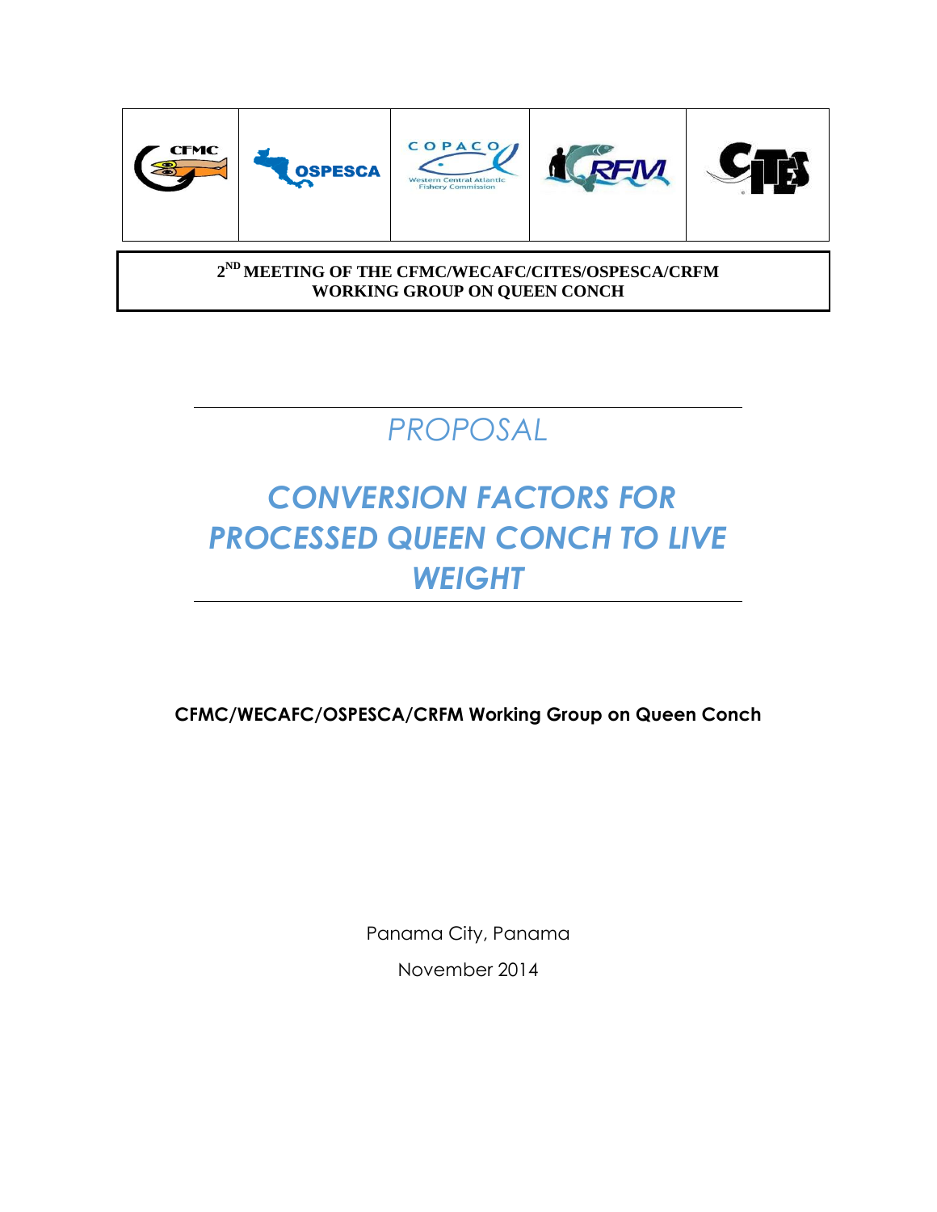CFMC | OSPESCA | COPACO Western Central Atlantic Fishery Commission | CRFM | CITES

**2[ND] MEETING OF THE CFMC/WECAFC/CITES/OSPESCA/CRFM WORKING GROUP ON QUEEN CONCH**

# *PROPOSAL*

# *CONVERSION FACTORS FOR PROCESSED QUEEN CONCH TO LIVE WEIGHT*

**CFMC/WECAFC/OSPESCA/CRFM Working Group on Queen Conch**

Panama City, Panama

November 2014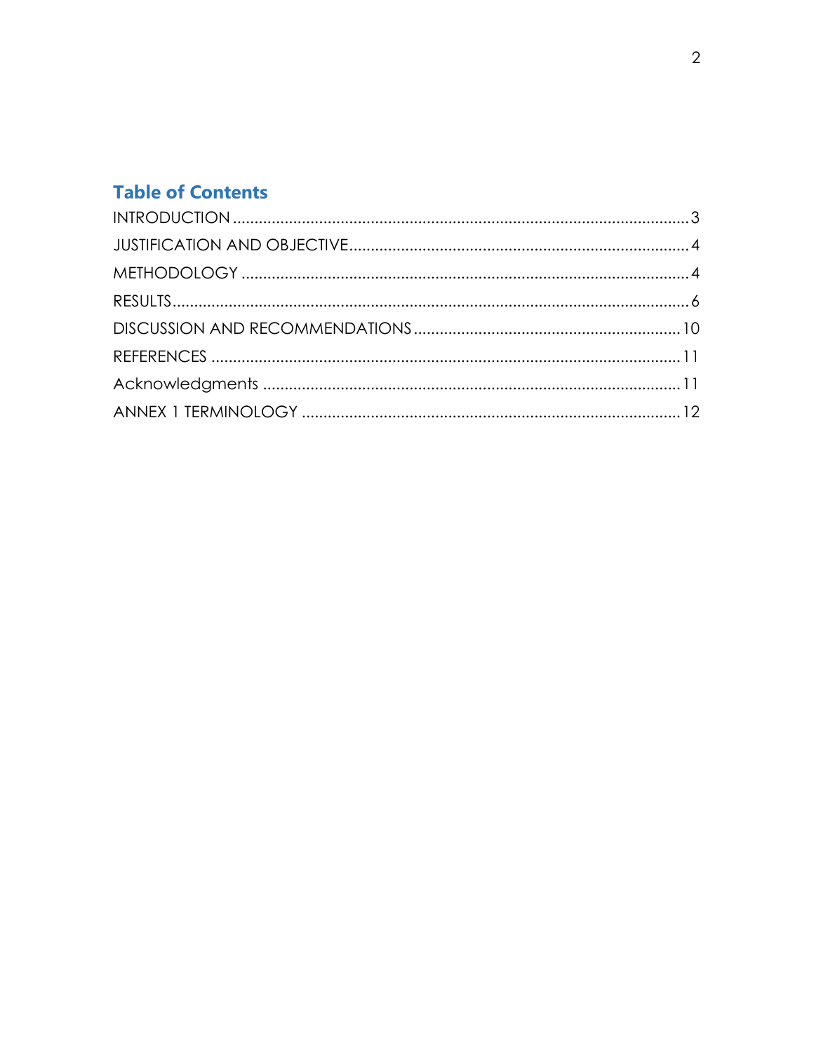## Table of Contents

INTRODUCTION ........................................................................................................ 3
JUSTIFICATION AND OBJECTIVE ........................................................................... 4
METHODOLOGY ...................................................................................................... 4
RESULTS ................................................................................................................... 6
DISCUSSION AND RECOMMENDATIONS ............................................................ 10
REFERENCES ........................................................................................................... 11
Acknowledgments ................................................................................................... 11
ANNEX 1 TERMINOLOGY ...................................................................................... 12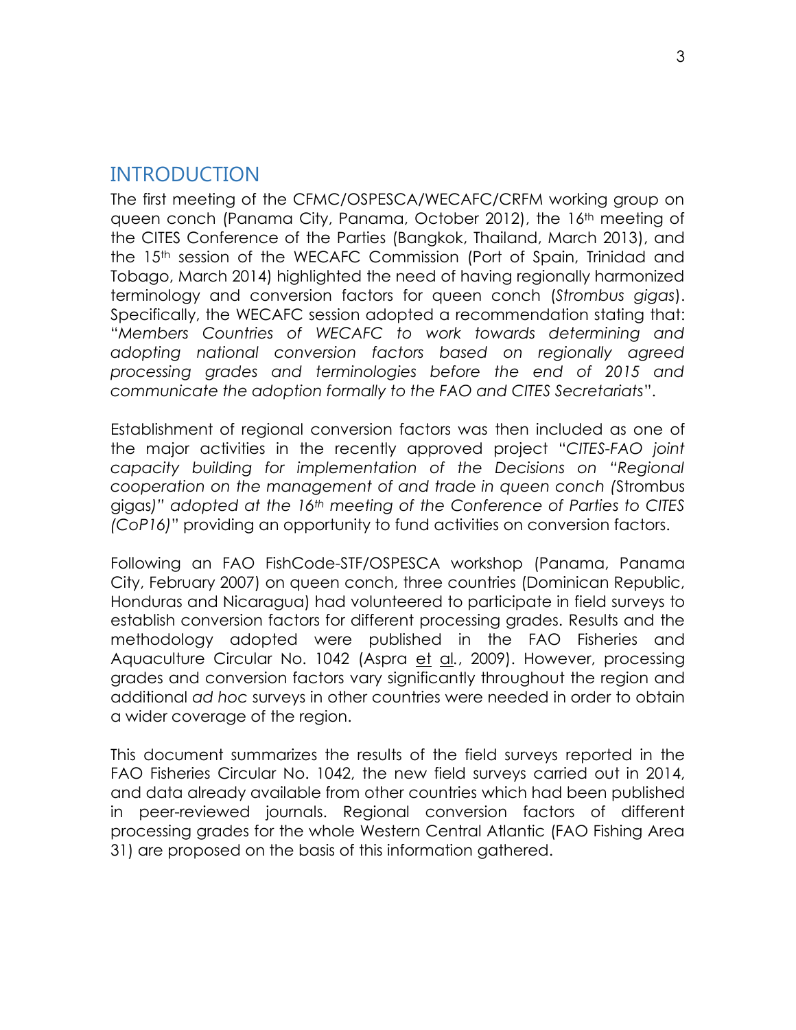## INTRODUCTION

The first meeting of the CFMC/OSPESCA/WECAFC/CRFM working group on queen conch (Panama City, Panama, October 2012), the 16th meeting of the CITES Conference of the Parties (Bangkok, Thailand, March 2013), and the 15th session of the WECAFC Commission (Port of Spain, Trinidad and Tobago, March 2014) highlighted the need of having regionally harmonized terminology and conversion factors for queen conch (*Strombus gigas*). Specifically, the WECAFC session adopted a recommendation stating that: "*Members Countries of WECAFC to work towards determining and adopting national conversion factors based on regionally agreed processing grades and terminologies before the end of 2015 and communicate the adoption formally to the FAO and CITES Secretariats*".

Establishment of regional conversion factors was then included as one of the major activities in the recently approved project "*CITES-FAO joint capacity building for implementation of the Decisions on "Regional cooperation on the management of and trade in queen conch (*Strombus gigas*)" adopted at the 16th meeting of the Conference of Parties to CITES (CoP16)*" providing an opportunity to fund activities on conversion factors.

Following an FAO FishCode-STF/OSPESCA workshop (Panama, Panama City, February 2007) on queen conch, three countries (Dominican Republic, Honduras and Nicaragua) had volunteered to participate in field surveys to establish conversion factors for different processing grades. Results and the methodology adopted were published in the FAO Fisheries and Aquaculture Circular No. 1042 (Aspra et al., 2009). However, processing grades and conversion factors vary significantly throughout the region and additional *ad hoc* surveys in other countries were needed in order to obtain a wider coverage of the region.

This document summarizes the results of the field surveys reported in the FAO Fisheries Circular No. 1042, the new field surveys carried out in 2014, and data already available from other countries which had been published in peer-reviewed journals. Regional conversion factors of different processing grades for the whole Western Central Atlantic (FAO Fishing Area 31) are proposed on the basis of this information gathered.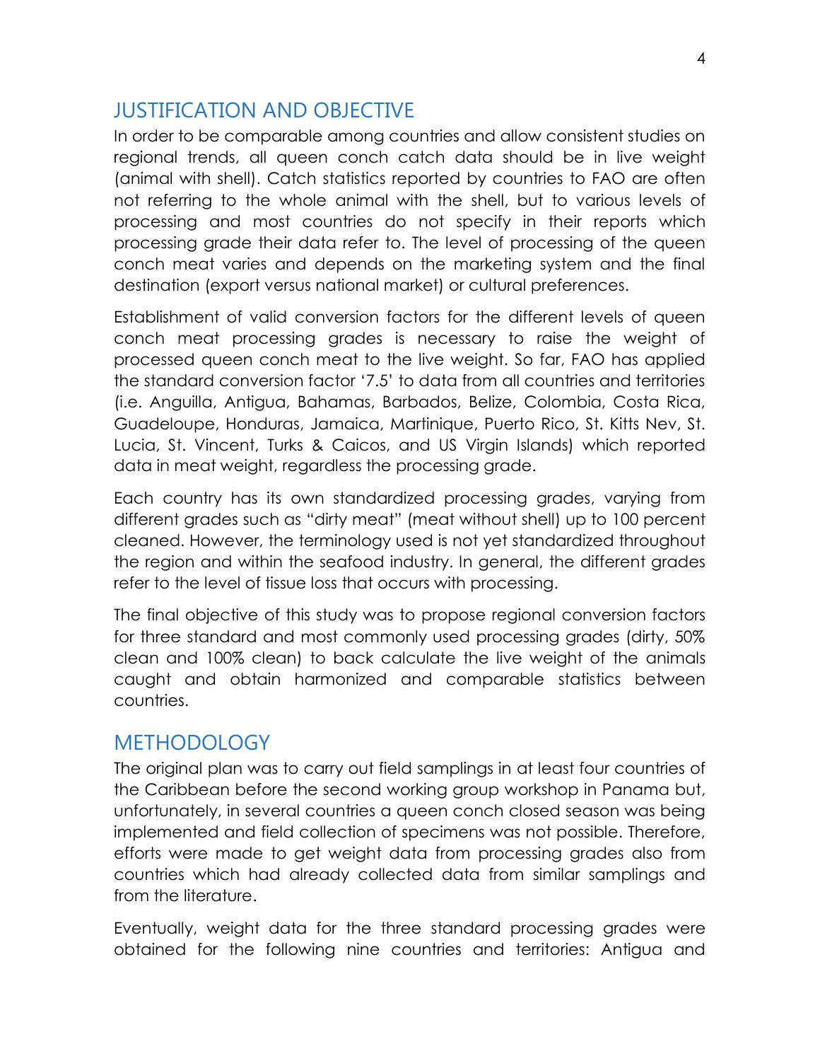## JUSTIFICATION AND OBJECTIVE

In order to be comparable among countries and allow consistent studies on regional trends, all queen conch catch data should be in live weight (animal with shell). Catch statistics reported by countries to FAO are often not referring to the whole animal with the shell, but to various levels of processing and most countries do not specify in their reports which processing grade their data refer to. The level of processing of the queen conch meat varies and depends on the marketing system and the final destination (export versus national market) or cultural preferences.

Establishment of valid conversion factors for the different levels of queen conch meat processing grades is necessary to raise the weight of processed queen conch meat to the live weight. So far, FAO has applied the standard conversion factor '7.5' to data from all countries and territories (i.e. Anguilla, Antigua, Bahamas, Barbados, Belize, Colombia, Costa Rica, Guadeloupe, Honduras, Jamaica, Martinique, Puerto Rico, St. Kitts Nev, St. Lucia, St. Vincent, Turks & Caicos, and US Virgin Islands) which reported data in meat weight, regardless the processing grade.

Each country has its own standardized processing grades, varying from different grades such as "dirty meat" (meat without shell) up to 100 percent cleaned. However, the terminology used is not yet standardized throughout the region and within the seafood industry. In general, the different grades refer to the level of tissue loss that occurs with processing.

The final objective of this study was to propose regional conversion factors for three standard and most commonly used processing grades (dirty, 50% clean and 100% clean) to back calculate the live weight of the animals caught and obtain harmonized and comparable statistics between countries.

## METHODOLOGY

The original plan was to carry out field samplings in at least four countries of the Caribbean before the second working group workshop in Panama but, unfortunately, in several countries a queen conch closed season was being implemented and field collection of specimens was not possible. Therefore, efforts were made to get weight data from processing grades also from countries which had already collected data from similar samplings and from the literature.

Eventually, weight data for the three standard processing grades were obtained for the following nine countries and territories: Antigua and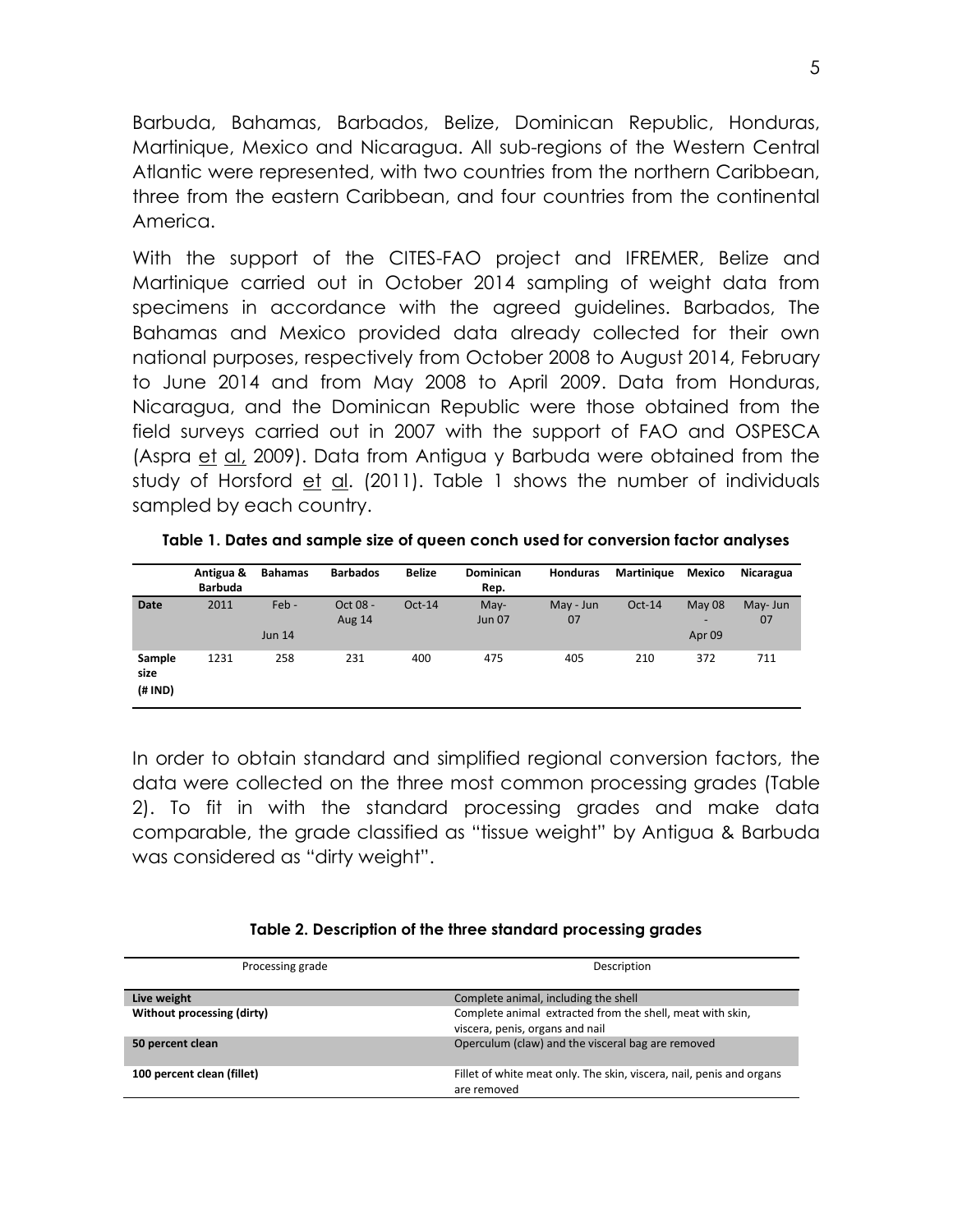Barbuda, Bahamas, Barbados, Belize, Dominican Republic, Honduras, Martinique, Mexico and Nicaragua. All sub-regions of the Western Central Atlantic were represented, with two countries from the northern Caribbean, three from the eastern Caribbean, and four countries from the continental America.

With the support of the CITES-FAO project and IFREMER, Belize and Martinique carried out in October 2014 sampling of weight data from specimens in accordance with the agreed guidelines. Barbados, The Bahamas and Mexico provided data already collected for their own national purposes, respectively from October 2008 to August 2014, February to June 2014 and from May 2008 to April 2009. Data from Honduras, Nicaragua, and the Dominican Republic were those obtained from the field surveys carried out in 2007 with the support of FAO and OSPESCA (Aspra et al, 2009). Data from Antigua y Barbuda were obtained from the study of Horsford et al. (2011). Table 1 shows the number of individuals sampled by each country.

**Table 1. Dates and sample size of queen conch used for conversion factor analyses**

| | Antigua & Barbuda | Bahamas | Barbados | Belize | Dominican Rep. | Honduras | Martinique | Mexico | Nicaragua |
|---|---|---|---|---|---|---|---|---|---|
| **Date** | 2011 | Feb - Jun 14 | Oct 08 - Aug 14 | Oct-14 | May- Jun 07 | May - Jun 07 | Oct-14 | May 08 - Apr 09 | May- Jun 07 |
| **Sample size (# IND)** | 1231 | 258 | 231 | 400 | 475 | 405 | 210 | 372 | 711 |

In order to obtain standard and simplified regional conversion factors, the data were collected on the three most common processing grades (Table 2). To fit in with the standard processing grades and make data comparable, the grade classified as "tissue weight" by Antigua & Barbuda was considered as "dirty weight".

**Table 2. Description of the three standard processing grades**

| Processing grade | Description |
|---|---|
| **Live weight** | Complete animal, including the shell |
| **Without processing (dirty)** | Complete animal extracted from the shell, meat with skin, viscera, penis, organs and nail |
| **50 percent clean** | Operculum (claw) and the visceral bag are removed |
| **100 percent clean (fillet)** | Fillet of white meat only. The skin, viscera, nail, penis and organs are removed |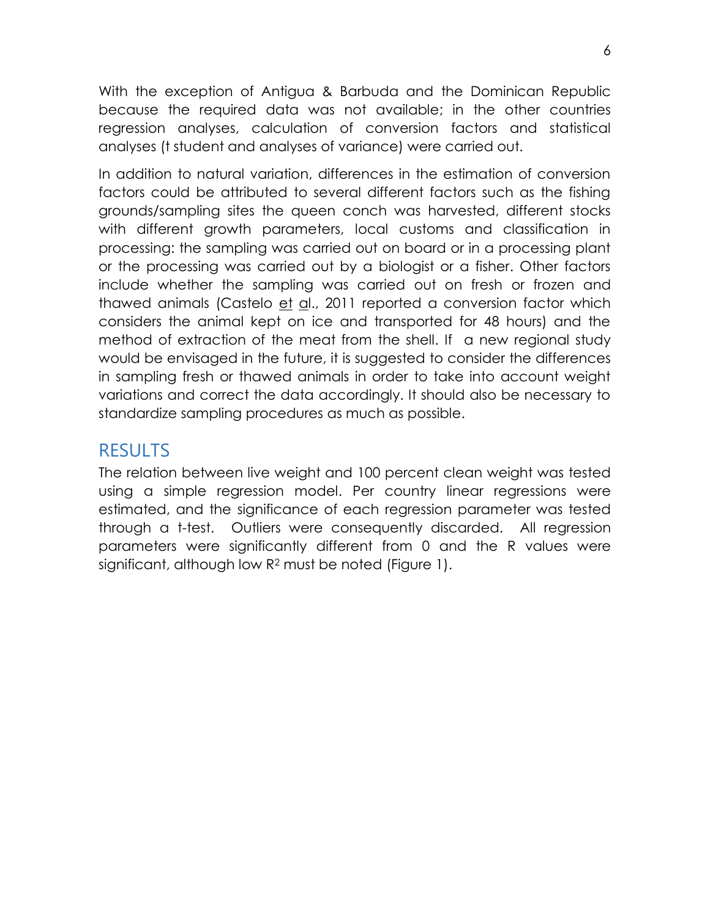With the exception of Antigua & Barbuda and the Dominican Republic because the required data was not available; in the other countries regression analyses, calculation of conversion factors and statistical analyses (t student and analyses of variance) were carried out.

In addition to natural variation, differences in the estimation of conversion factors could be attributed to several different factors such as the fishing grounds/sampling sites the queen conch was harvested, different stocks with different growth parameters, local customs and classification in processing: the sampling was carried out on board or in a processing plant or the processing was carried out by a biologist or a fisher. Other factors include whether the sampling was carried out on fresh or frozen and thawed animals (Castelo et al., 2011 reported a conversion factor which considers the animal kept on ice and transported for 48 hours) and the method of extraction of the meat from the shell. If a new regional study would be envisaged in the future, it is suggested to consider the differences in sampling fresh or thawed animals in order to take into account weight variations and correct the data accordingly. It should also be necessary to standardize sampling procedures as much as possible.

## RESULTS

The relation between live weight and 100 percent clean weight was tested using a simple regression model. Per country linear regressions were estimated, and the significance of each regression parameter was tested through a t-test. Outliers were consequently discarded. All regression parameters were significantly different from 0 and the R values were significant, although low $R^2$ must be noted (Figure 1).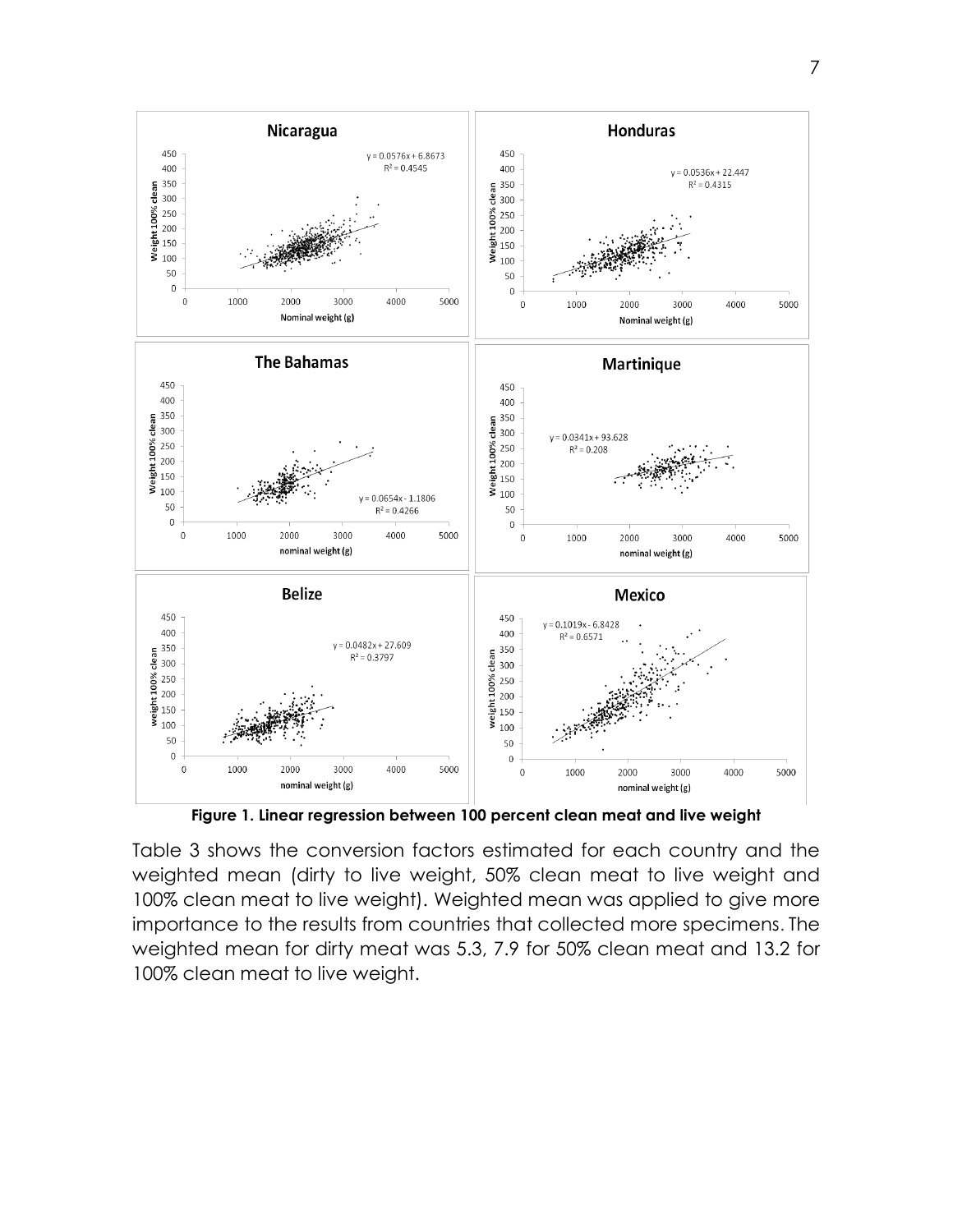**Figure 1. Linear regression between 100 percent clean meat and live weight**

Table 3 shows the conversion factors estimated for each country and the weighted mean (dirty to live weight, 50% clean meat to live weight and 100% clean meat to live weight). Weighted mean was applied to give more importance to the results from countries that collected more specimens. The weighted mean for dirty meat was 5.3, 7.9 for 50% clean meat and 13.2 for 100% clean meat to live weight.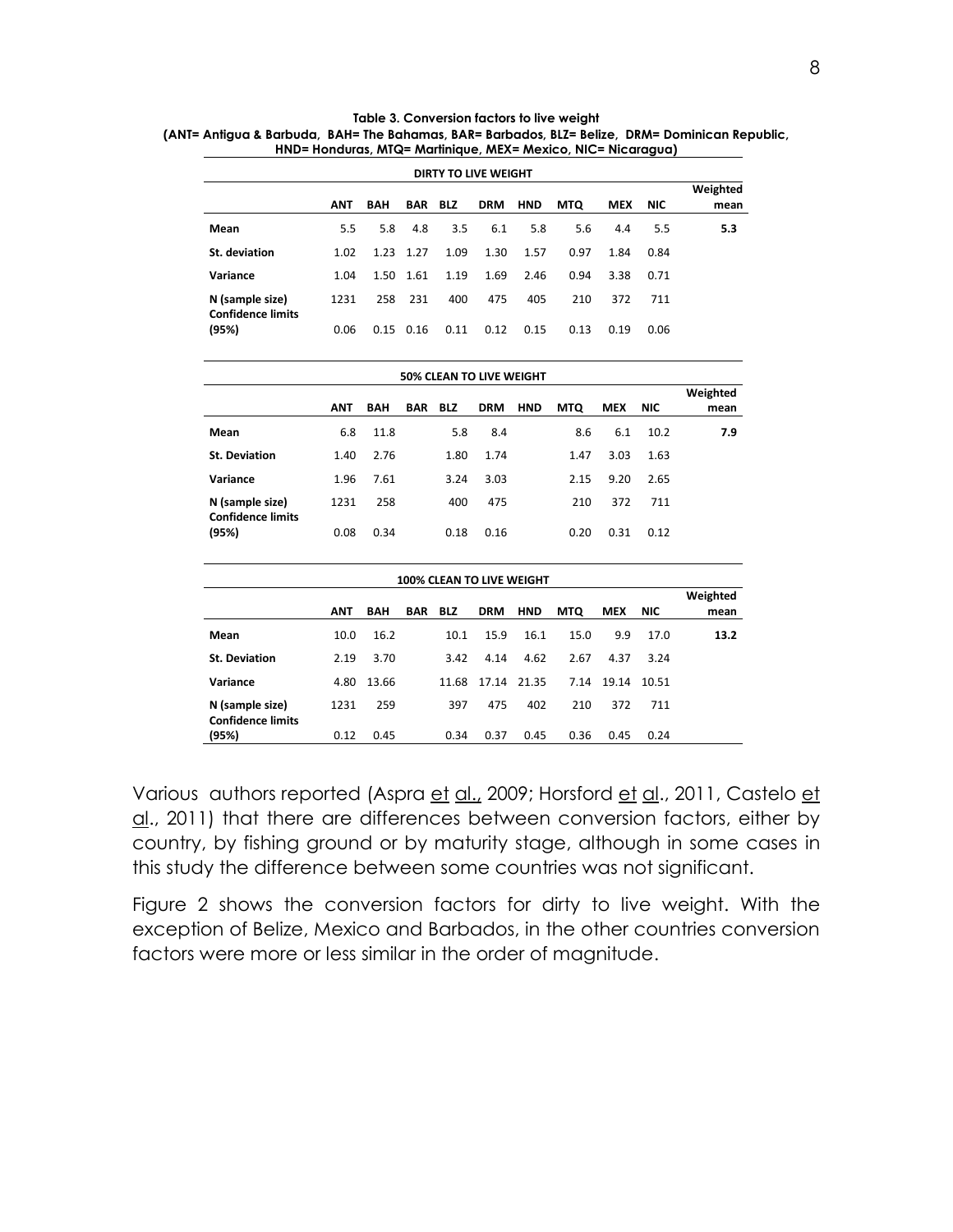**Table 3. Conversion factors to live weight**
**(ANT= Antigua & Barbuda, BAH= The Bahamas, BAR= Barbados, BLZ= Belize, DRM= Dominican Republic, HND= Honduras, MTQ= Martinique, MEX= Mexico, NIC= Nicaragua)**

| DIRTY TO LIVE WEIGHT | | | | | | | | | | |
|---|---|---|---|---|---|---|---|---|---|---|
| | **ANT** | **BAH** | **BAR** | **BLZ** | **DRM** | **HND** | **MTQ** | **MEX** | **NIC** | **Weighted mean** |
| **Mean** | 5.5 | 5.8 | 4.8 | 3.5 | 6.1 | 5.8 | 5.6 | 4.4 | 5.5 | **5.3** |
| **St. deviation** | 1.02 | 1.23 | 1.27 | 1.09 | 1.30 | 1.57 | 0.97 | 1.84 | 0.84 | |
| **Variance** | 1.04 | 1.50 | 1.61 | 1.19 | 1.69 | 2.46 | 0.94 | 3.38 | 0.71 | |
| **N (sample size)** | 1231 | 258 | 231 | 400 | 475 | 405 | 210 | 372 | 711 | |
| **Confidence limits (95%)** | 0.06 | 0.15 | 0.16 | 0.11 | 0.12 | 0.15 | 0.13 | 0.19 | 0.06 | |

| 50% CLEAN TO LIVE WEIGHT | | | | | | | | | | |
|---|---|---|---|---|---|---|---|---|---|---|
| | **ANT** | **BAH** | **BAR** | **BLZ** | **DRM** | **HND** | **MTQ** | **MEX** | **NIC** | **Weighted mean** |
| **Mean** | 6.8 | 11.8 | | 5.8 | 8.4 | | 8.6 | 6.1 | 10.2 | **7.9** |
| **St. Deviation** | 1.40 | 2.76 | | 1.80 | 1.74 | | 1.47 | 3.03 | 1.63 | |
| **Variance** | 1.96 | 7.61 | | 3.24 | 3.03 | | 2.15 | 9.20 | 2.65 | |
| **N (sample size)** | 1231 | 258 | | 400 | 475 | | 210 | 372 | 711 | |
| **Confidence limits (95%)** | 0.08 | 0.34 | | 0.18 | 0.16 | | 0.20 | 0.31 | 0.12 | |

| 100% CLEAN TO LIVE WEIGHT | | | | | | | | | | |
|---|---|---|---|---|---|---|---|---|---|---|
| | **ANT** | **BAH** | **BAR** | **BLZ** | **DRM** | **HND** | **MTQ** | **MEX** | **NIC** | **Weighted mean** |
| **Mean** | 10.0 | 16.2 | | 10.1 | 15.9 | 16.1 | 15.0 | 9.9 | 17.0 | **13.2** |
| **St. Deviation** | 2.19 | 3.70 | | 3.42 | 4.14 | 4.62 | 2.67 | 4.37 | 3.24 | |
| **Variance** | 4.80 | 13.66 | | 11.68 | 17.14 | 21.35 | 7.14 | 19.14 | 10.51 | |
| **N (sample size)** | 1231 | 259 | | 397 | 475 | 402 | 210 | 372 | 711 | |
| **Confidence limits (95%)** | 0.12 | 0.45 | | 0.34 | 0.37 | 0.45 | 0.36 | 0.45 | 0.24 | |

Various authors reported (Aspra et al., 2009; Horsford et al., 2011, Castelo et al., 2011) that there are differences between conversion factors, either by country, by fishing ground or by maturity stage, although in some cases in this study the difference between some countries was not significant.

Figure 2 shows the conversion factors for dirty to live weight. With the exception of Belize, Mexico and Barbados, in the other countries conversion factors were more or less similar in the order of magnitude.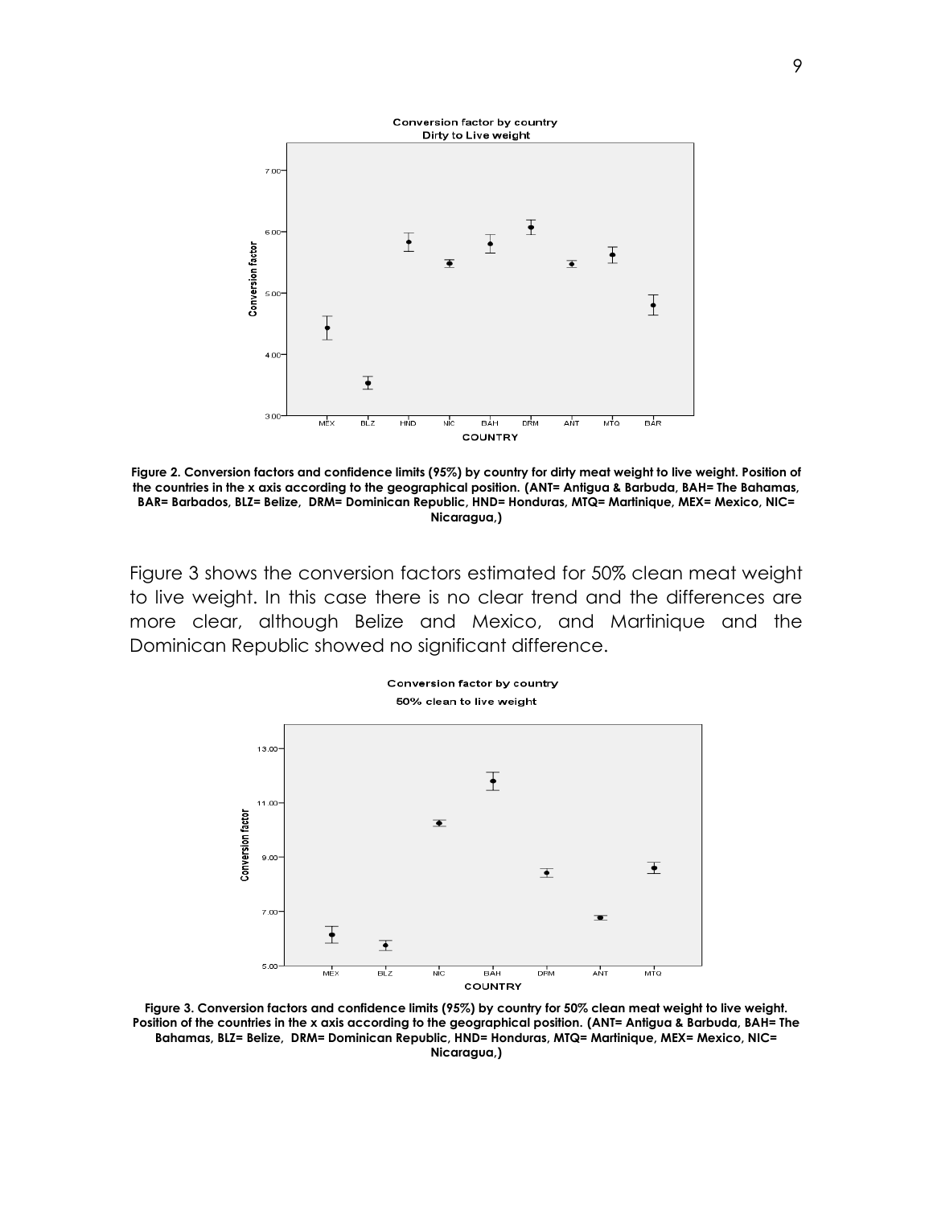Figure 2. Conversion factors and confidence limits (95%) by country for dirty meat weight to live weight. Position of the countries in the x axis according to the geographical position. (ANT= Antigua & Barbuda, BAH= The Bahamas, BAR= Barbados, BLZ= Belize, DRM= Dominican Republic, HND= Honduras, MTQ= Martinique, MEX= Mexico, NIC= Nicaragua,)

Figure 3 shows the conversion factors estimated for 50% clean meat weight to live weight. In this case there is no clear trend and the differences are more clear, although Belize and Mexico, and Martinique and the Dominican Republic showed no significant difference.

Figure 3. Conversion factors and confidence limits (95%) by country for 50% clean meat weight to live weight. Position of the countries in the x axis according to the geographical position. (ANT= Antigua & Barbuda, BAH= The Bahamas, BLZ= Belize, DRM= Dominican Republic, HND= Honduras, MTQ= Martinique, MEX= Mexico, NIC= Nicaragua,)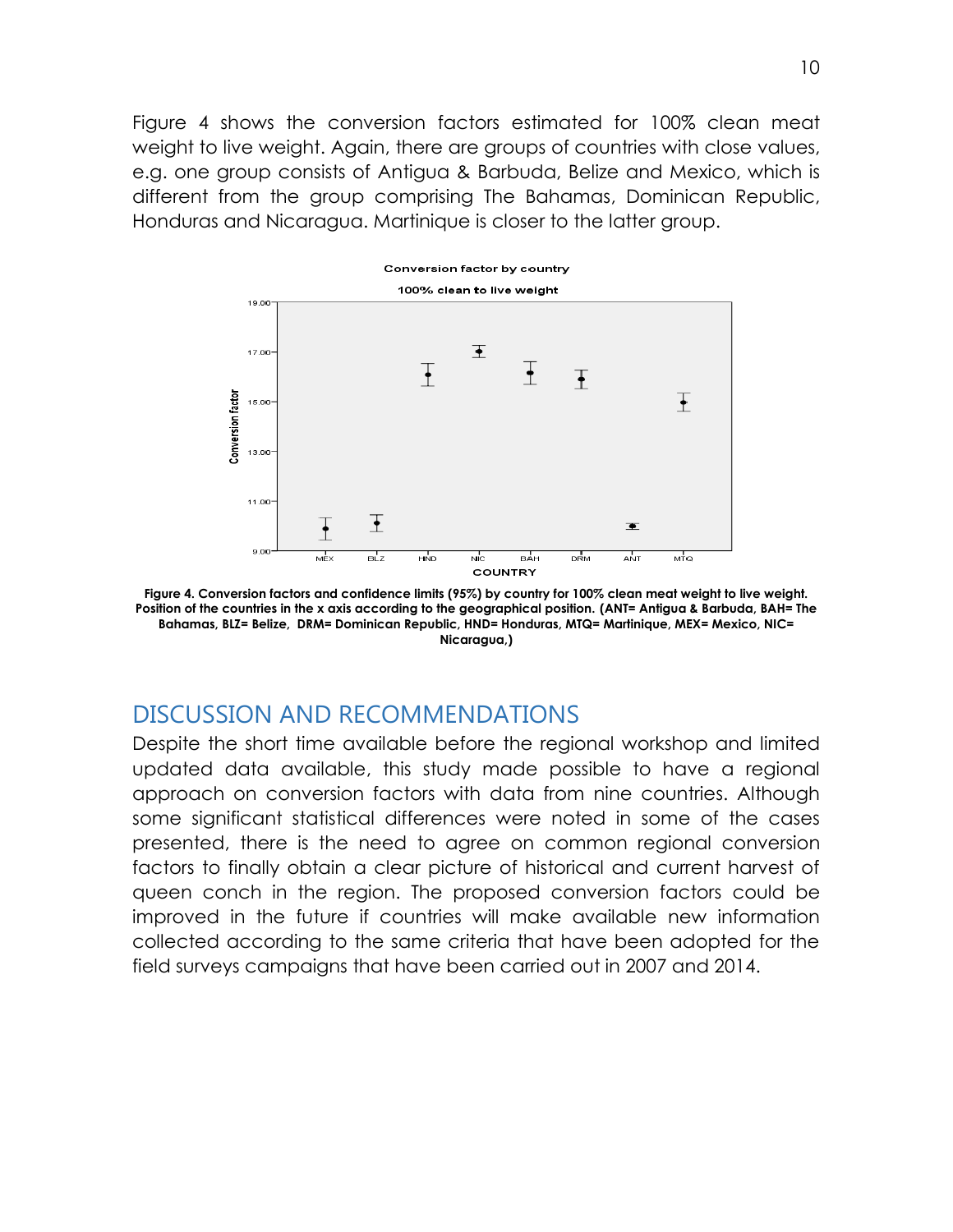Figure 4 shows the conversion factors estimated for 100% clean meat weight to live weight. Again, there are groups of countries with close values, e.g. one group consists of Antigua & Barbuda, Belize and Mexico, which is different from the group comprising The Bahamas, Dominican Republic, Honduras and Nicaragua. Martinique is closer to the latter group.

**Figure 4. Conversion factors and confidence limits (95%) by country for 100% clean meat weight to live weight. Position of the countries in the x axis according to the geographical position. (ANT= Antigua & Barbuda, BAH= The Bahamas, BLZ= Belize, DRM= Dominican Republic, HND= Honduras, MTQ= Martinique, MEX= Mexico, NIC= Nicaragua,)**

## DISCUSSION AND RECOMMENDATIONS

Despite the short time available before the regional workshop and limited updated data available, this study made possible to have a regional approach on conversion factors with data from nine countries. Although some significant statistical differences were noted in some of the cases presented, there is the need to agree on common regional conversion factors to finally obtain a clear picture of historical and current harvest of queen conch in the region. The proposed conversion factors could be improved in the future if countries will make available new information collected according to the same criteria that have been adopted for the field surveys campaigns that have been carried out in 2007 and 2014.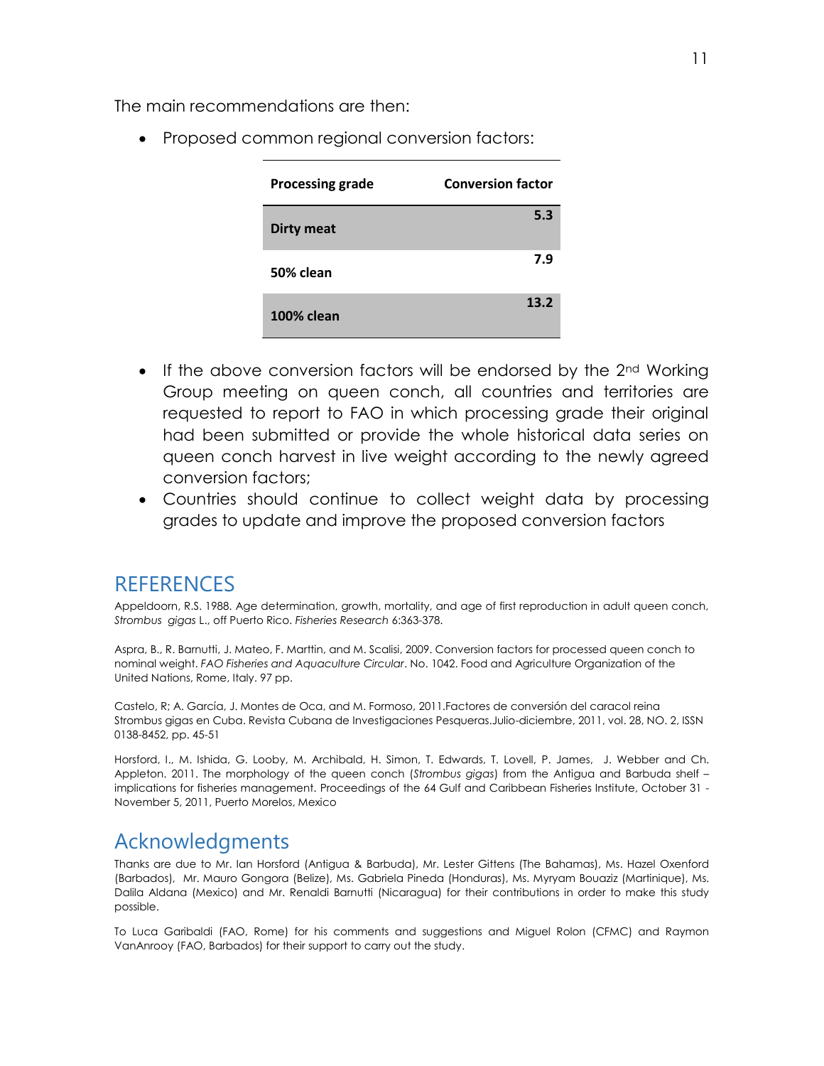The main recommendations are then:

- Proposed common regional conversion factors:

| Processing grade | Conversion factor |
|---|---|
| **Dirty meat** | **5.3** |
| **50% clean** | **7.9** |
| **100% clean** | **13.2** |

- If the above conversion factors will be endorsed by the 2nd Working Group meeting on queen conch, all countries and territories are requested to report to FAO in which processing grade their original had been submitted or provide the whole historical data series on queen conch harvest in live weight according to the newly agreed conversion factors;
- Countries should continue to collect weight data by processing grades to update and improve the proposed conversion factors

## REFERENCES

Appeldoorn, R.S. 1988. Age determination, growth, mortality, and age of first reproduction in adult queen conch, *Strombus gigas* L., off Puerto Rico. *Fisheries Research* 6:363-378.

Aspra, B., R. Barnutti, J. Mateo, F. Marttin, and M. Scalisi, 2009. Conversion factors for processed queen conch to nominal weight. *FAO Fisheries and Aquaculture Circular*. No. 1042. Food and Agriculture Organization of the United Nations, Rome, Italy. 97 pp.

Castelo, R; A. García, J. Montes de Oca, and M. Formoso, 2011.Factores de conversión del caracol reina Strombus gigas en Cuba. Revista Cubana de Investigaciones Pesqueras.Julio-diciembre, 2011, vol. 28, NO. 2, ISSN 0138-8452, pp. 45-51

Horsford, I., M. Ishida, G. Looby, M. Archibald, H. Simon, T. Edwards, T. Lovell, P. James, J. Webber and Ch. Appleton. 2011. The morphology of the queen conch (*Strombus gigas*) from the Antigua and Barbuda shelf – implications for fisheries management. Proceedings of the 64 Gulf and Caribbean Fisheries Institute, October 31 - November 5, 2011, Puerto Morelos, Mexico

## Acknowledgments

Thanks are due to Mr. Ian Horsford (Antigua & Barbuda), Mr. Lester Gittens (The Bahamas), Ms. Hazel Oxenford (Barbados), Mr. Mauro Gongora (Belize), Ms. Gabriela Pineda (Honduras), Ms. Myryam Bouaziz (Martinique), Ms. Dalila Aldana (Mexico) and Mr. Renaldi Barnutti (Nicaragua) for their contributions in order to make this study possible.

To Luca Garibaldi (FAO, Rome) for his comments and suggestions and Miguel Rolon (CFMC) and Raymon VanAnrooy (FAO, Barbados) for their support to carry out the study.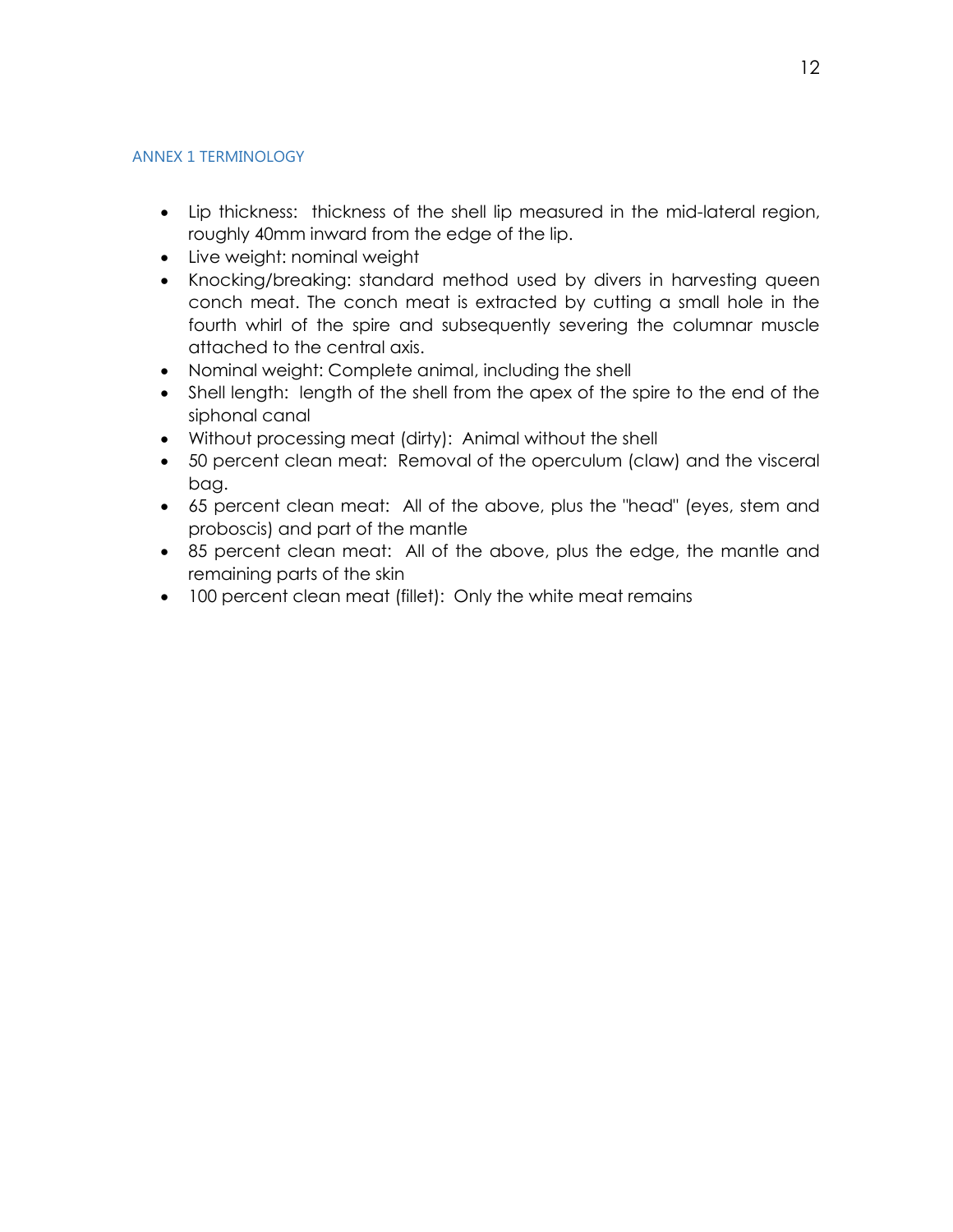## ANNEX 1 TERMINOLOGY

- Lip thickness: thickness of the shell lip measured in the mid-lateral region, roughly 40mm inward from the edge of the lip.
- Live weight: nominal weight
- Knocking/breaking: standard method used by divers in harvesting queen conch meat. The conch meat is extracted by cutting a small hole in the fourth whirl of the spire and subsequently severing the columnar muscle attached to the central axis.
- Nominal weight: Complete animal, including the shell
- Shell length: length of the shell from the apex of the spire to the end of the siphonal canal
- Without processing meat (dirty): Animal without the shell
- 50 percent clean meat: Removal of the operculum (claw) and the visceral bag.
- 65 percent clean meat: All of the above, plus the "head" (eyes, stem and proboscis) and part of the mantle
- 85 percent clean meat: All of the above, plus the edge, the mantle and remaining parts of the skin
- 100 percent clean meat (fillet): Only the white meat remains